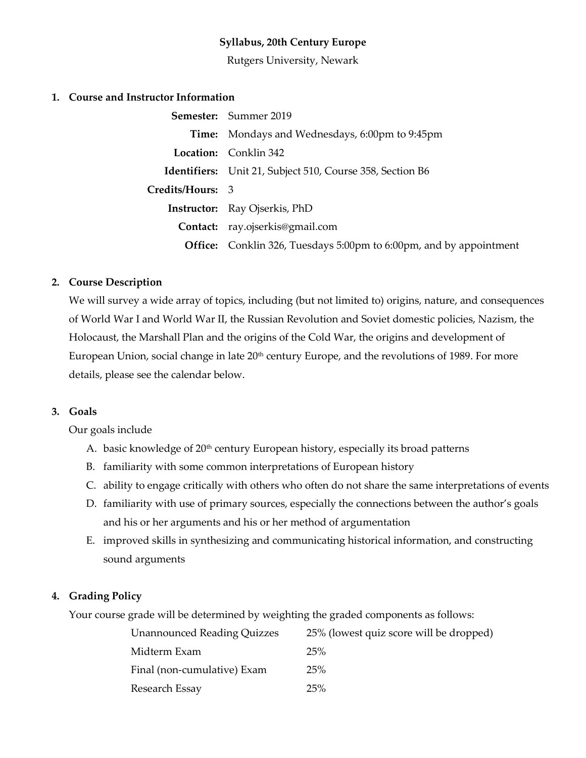**Syllabus, 20th Century Europe**

Rutgers University, Newark

## 1. Course and Instructor Information

| | |
|---|---|
| **Semester:** | Summer 2019 |
| **Time:** | Mondays and Wednesdays, 6:00pm to 9:45pm |
| **Location:** | Conklin 342 |
| **Identifiers:** | Unit 21, Subject 510, Course 358, Section B6 |
| **Credits/Hours:** | 3 |
| **Instructor:** | Ray Ojserkis, PhD |
| **Contact:** | ray.ojserkis@gmail.com |
| **Office:** | Conklin 326, Tuesdays 5:00pm to 6:00pm, and by appointment |

## 2. Course Description

We will survey a wide array of topics, including (but not limited to) origins, nature, and consequences of World War I and World War II, the Russian Revolution and Soviet domestic policies, Nazism, the Holocaust, the Marshall Plan and the origins of the Cold War, the origins and development of European Union, social change in late 20th century Europe, and the revolutions of 1989. For more details, please see the calendar below.

## 3. Goals

Our goals include

A. basic knowledge of 20th century European history, especially its broad patterns
B. familiarity with some common interpretations of European history
C. ability to engage critically with others who often do not share the same interpretations of events
D. familiarity with use of primary sources, especially the connections between the author's goals and his or her arguments and his or her method of argumentation
E. improved skills in synthesizing and communicating historical information, and constructing sound arguments

## 4. Grading Policy

Your course grade will be determined by weighting the graded components as follows:

| | |
|---|---|
| Unannounced Reading Quizzes | 25% (lowest quiz score will be dropped) |
| Midterm Exam | 25% |
| Final (non-cumulative) Exam | 25% |
| Research Essay | 25% |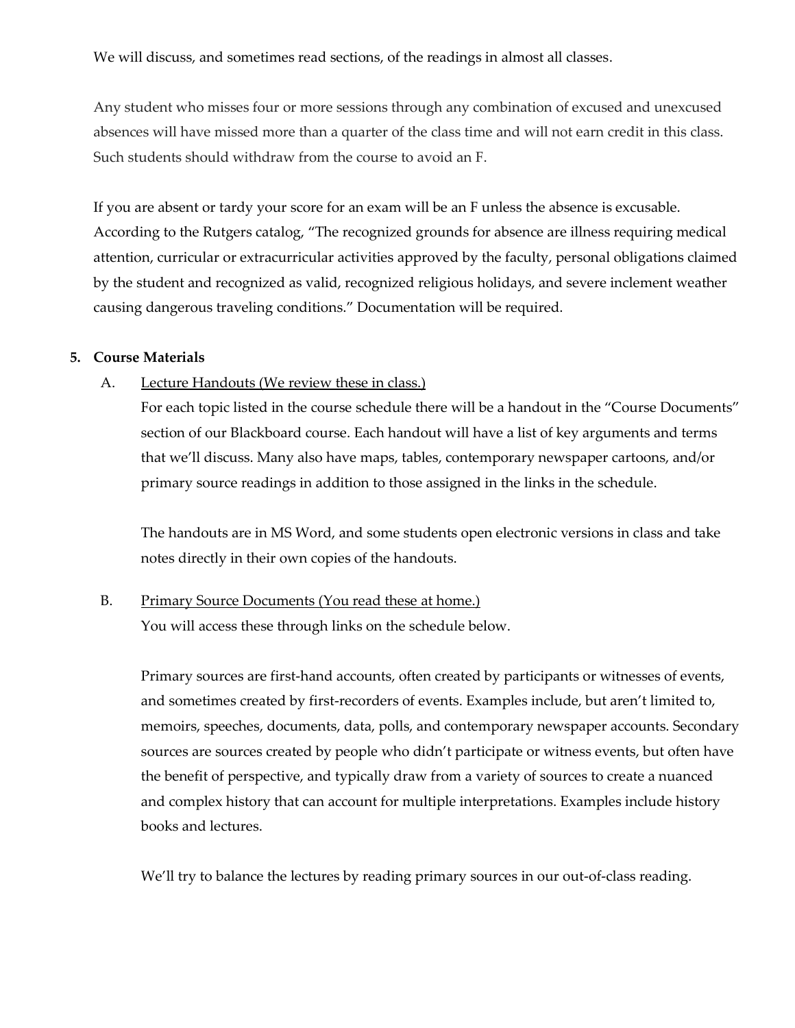We will discuss, and sometimes read sections, of the readings in almost all classes.

Any student who misses four or more sessions through any combination of excused and unexcused absences will have missed more than a quarter of the class time and will not earn credit in this class. Such students should withdraw from the course to avoid an F.

If you are absent or tardy your score for an exam will be an F unless the absence is excusable. According to the Rutgers catalog, "The recognized grounds for absence are illness requiring medical attention, curricular or extracurricular activities approved by the faculty, personal obligations claimed by the student and recognized as valid, recognized religious holidays, and severe inclement weather causing dangerous traveling conditions." Documentation will be required.

5. **Course Materials**

   A. Lecture Handouts (We review these in class.)

   For each topic listed in the course schedule there will be a handout in the "Course Documents" section of our Blackboard course. Each handout will have a list of key arguments and terms that we'll discuss. Many also have maps, tables, contemporary newspaper cartoons, and/or primary source readings in addition to those assigned in the links in the schedule.

   The handouts are in MS Word, and some students open electronic versions in class and take notes directly in their own copies of the handouts.

   B. Primary Source Documents (You read these at home.)

   You will access these through links on the schedule below.

   Primary sources are first-hand accounts, often created by participants or witnesses of events, and sometimes created by first-recorders of events. Examples include, but aren't limited to, memoirs, speeches, documents, data, polls, and contemporary newspaper accounts. Secondary sources are sources created by people who didn't participate or witness events, but often have the benefit of perspective, and typically draw from a variety of sources to create a nuanced and complex history that can account for multiple interpretations. Examples include history books and lectures.

   We'll try to balance the lectures by reading primary sources in our out-of-class reading.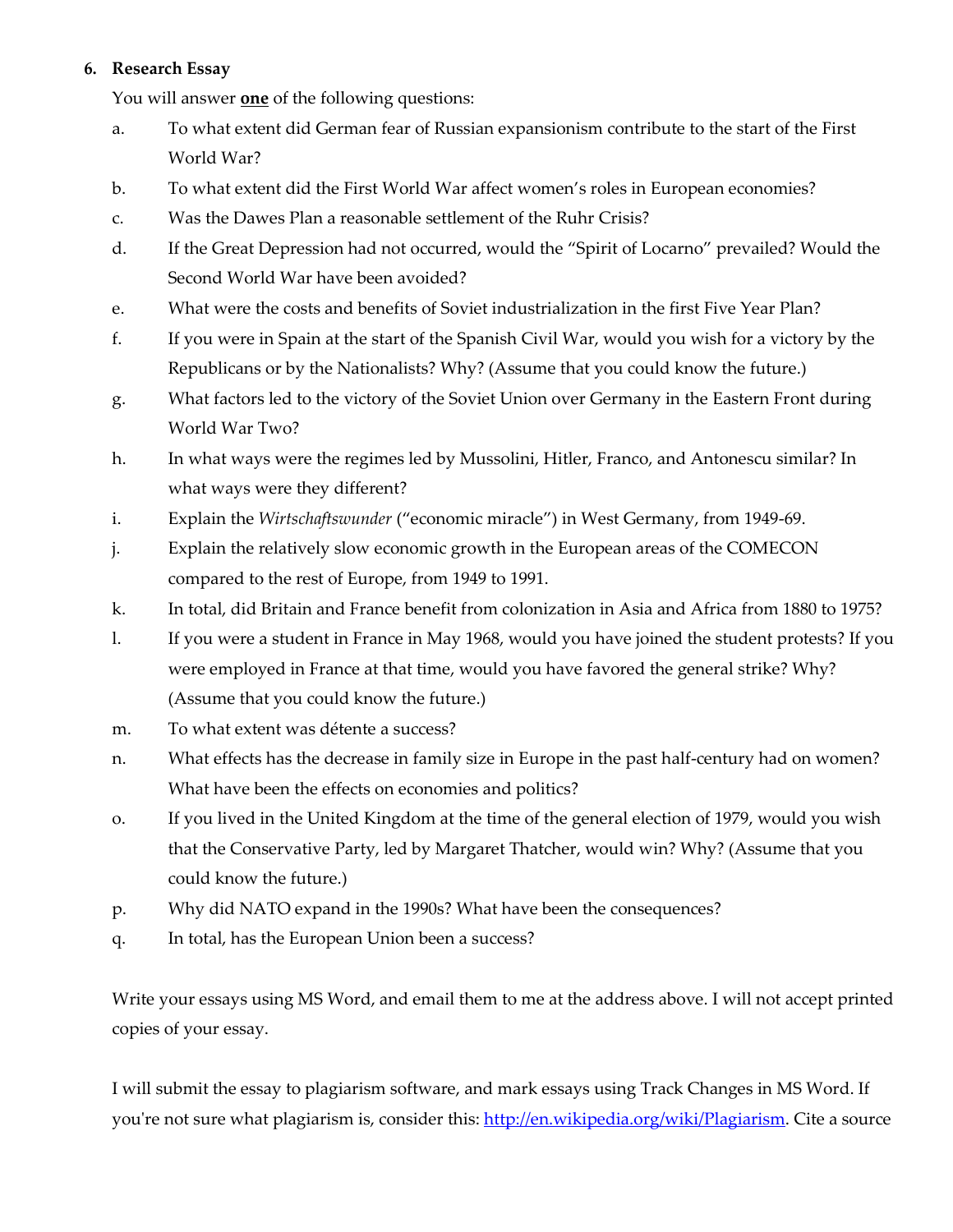6. **Research Essay**

   You will answer **one** of the following questions:

   a. To what extent did German fear of Russian expansionism contribute to the start of the First World War?
   b. To what extent did the First World War affect women's roles in European economies?
   c. Was the Dawes Plan a reasonable settlement of the Ruhr Crisis?
   d. If the Great Depression had not occurred, would the "Spirit of Locarno" prevailed? Would the Second World War have been avoided?
   e. What were the costs and benefits of Soviet industrialization in the first Five Year Plan?
   f. If you were in Spain at the start of the Spanish Civil War, would you wish for a victory by the Republicans or by the Nationalists? Why? (Assume that you could know the future.)
   g. What factors led to the victory of the Soviet Union over Germany in the Eastern Front during World War Two?
   h. In what ways were the regimes led by Mussolini, Hitler, Franco, and Antonescu similar? In what ways were they different?
   i. Explain the *Wirtschaftswunder* ("economic miracle") in West Germany, from 1949-69.
   j. Explain the relatively slow economic growth in the European areas of the COMECON compared to the rest of Europe, from 1949 to 1991.
   k. In total, did Britain and France benefit from colonization in Asia and Africa from 1880 to 1975?
   l. If you were a student in France in May 1968, would you have joined the student protests? If you were employed in France at that time, would you have favored the general strike? Why? (Assume that you could know the future.)
   m. To what extent was détente a success?
   n. What effects has the decrease in family size in Europe in the past half-century had on women? What have been the effects on economies and politics?
   o. If you lived in the United Kingdom at the time of the general election of 1979, would you wish that the Conservative Party, led by Margaret Thatcher, would win? Why? (Assume that you could know the future.)
   p. Why did NATO expand in the 1990s? What have been the consequences?
   q. In total, has the European Union been a success?

   Write your essays using MS Word, and email them to me at the address above. I will not accept printed copies of your essay.

   I will submit the essay to plagiarism software, and mark essays using Track Changes in MS Word. If you're not sure what plagiarism is, consider this: [http://en.wikipedia.org/wiki/Plagiarism](http://en.wikipedia.org/wiki/Plagiarism). Cite a source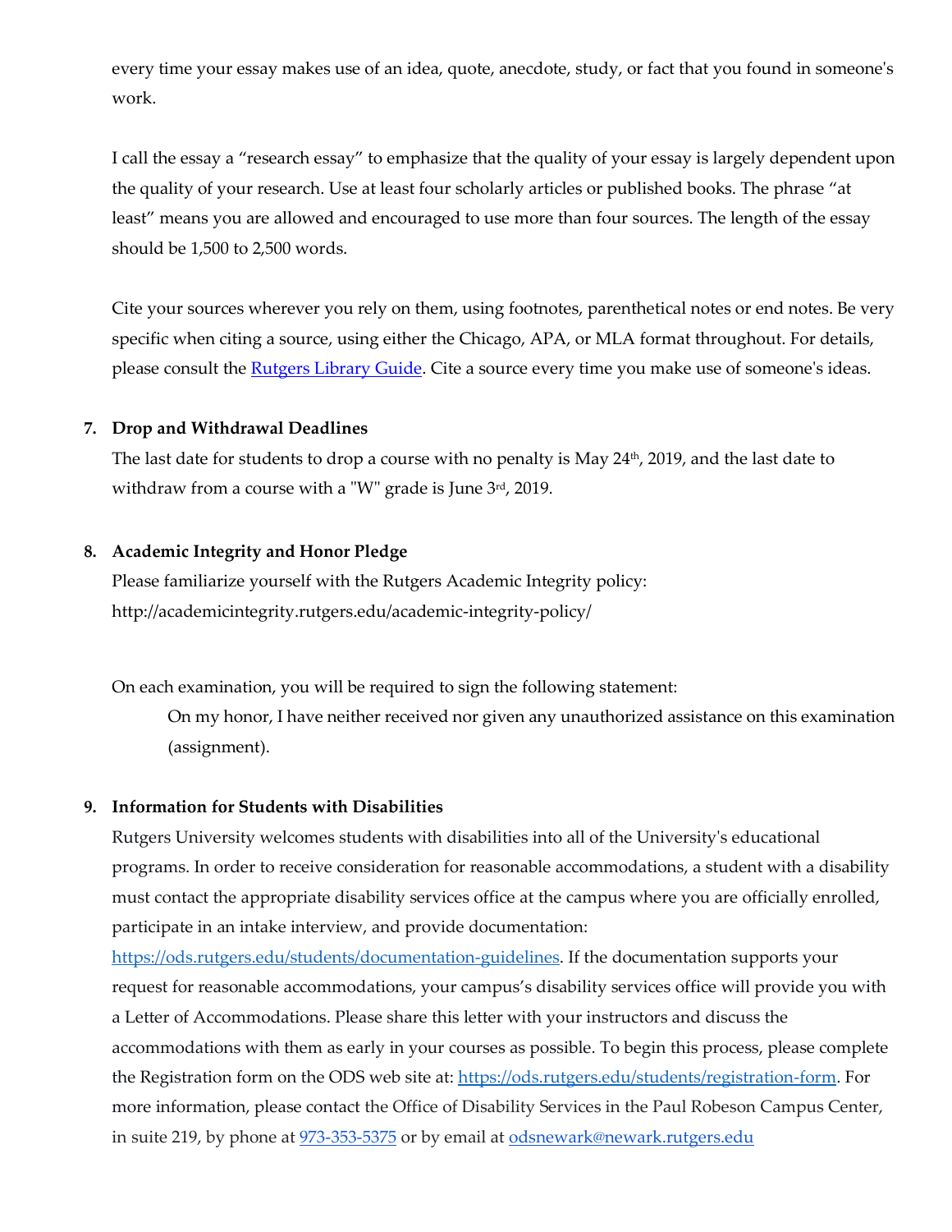every time your essay makes use of an idea, quote, anecdote, study, or fact that you found in someone's work.

I call the essay a "research essay" to emphasize that the quality of your essay is largely dependent upon the quality of your research. Use at least four scholarly articles or published books. The phrase "at least" means you are allowed and encouraged to use more than four sources. The length of the essay should be 1,500 to 2,500 words.

Cite your sources wherever you rely on them, using footnotes, parenthetical notes or end notes. Be very specific when citing a source, using either the Chicago, APA, or MLA format throughout. For details, please consult the Rutgers Library Guide. Cite a source every time you make use of someone's ideas.

7. **Drop and Withdrawal Deadlines**

   The last date for students to drop a course with no penalty is May 24th, 2019, and the last date to withdraw from a course with a "W" grade is June 3rd, 2019.

8. **Academic Integrity and Honor Pledge**

   Please familiarize yourself with the Rutgers Academic Integrity policy: http://academicintegrity.rutgers.edu/academic-integrity-policy/

   On each examination, you will be required to sign the following statement:

   > On my honor, I have neither received nor given any unauthorized assistance on this examination (assignment).

9. **Information for Students with Disabilities**

   Rutgers University welcomes students with disabilities into all of the University's educational programs. In order to receive consideration for reasonable accommodations, a student with a disability must contact the appropriate disability services office at the campus where you are officially enrolled, participate in an intake interview, and provide documentation: https://ods.rutgers.edu/students/documentation-guidelines. If the documentation supports your request for reasonable accommodations, your campus's disability services office will provide you with a Letter of Accommodations. Please share this letter with your instructors and discuss the accommodations with them as early in your courses as possible. To begin this process, please complete the Registration form on the ODS web site at: https://ods.rutgers.edu/students/registration-form. For more information, please contact the Office of Disability Services in the Paul Robeson Campus Center, in suite 219, by phone at 973-353-5375 or by email at odsnewark@newark.rutgers.edu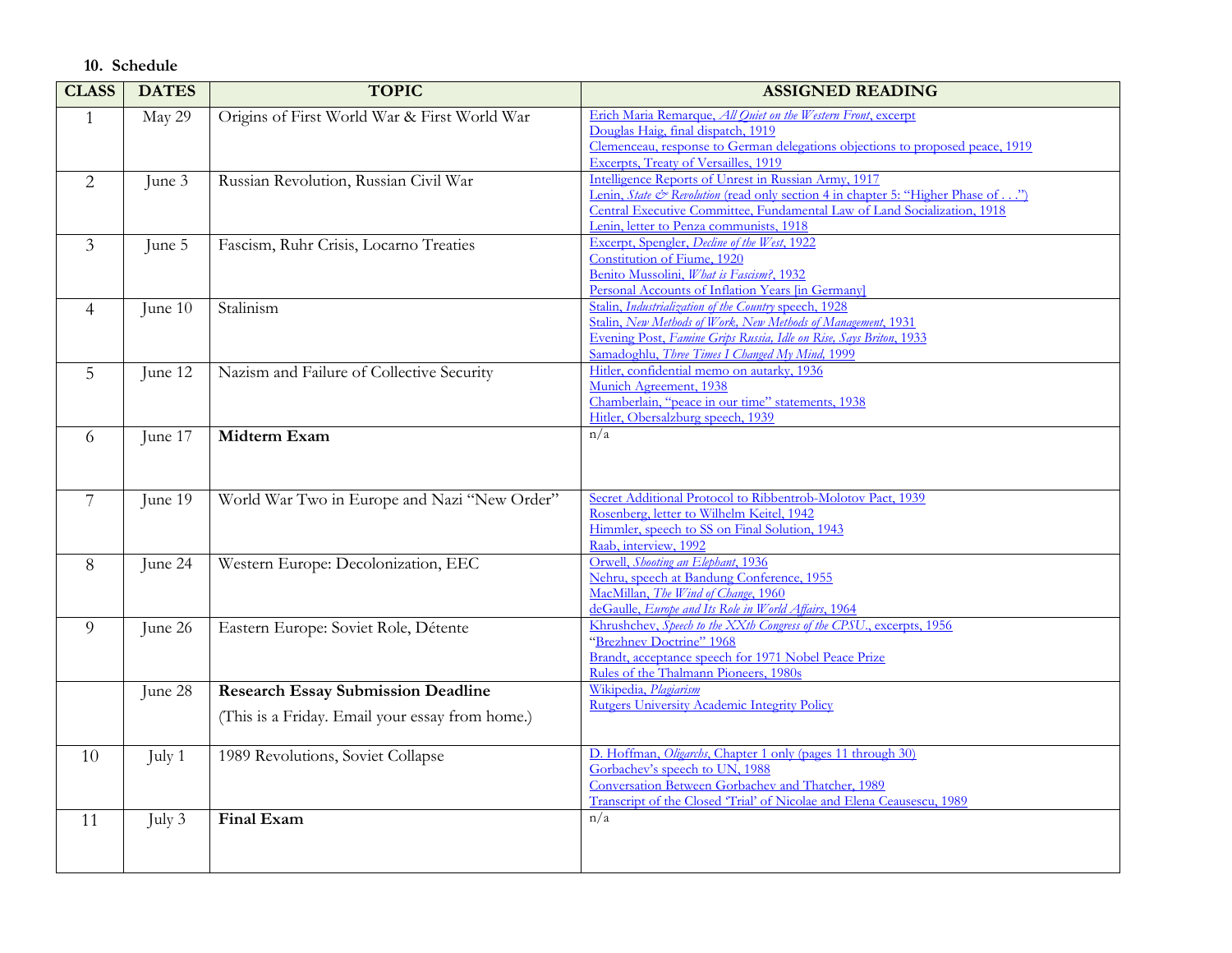**10. Schedule**

| CLASS | DATES | TOPIC | ASSIGNED READING |
| --- | --- | --- | --- |
| 1 | May 29 | Origins of First World War & First World War | Erich Maria Remarque, *All Quiet on the Western Front*, excerpt<br>Douglas Haig, final dispatch, 1919<br>Clemenceau, response to German delegations objections to proposed peace, 1919<br>Excerpts, Treaty of Versailles, 1919 |
| 2 | June 3 | Russian Revolution, Russian Civil War | Intelligence Reports of Unrest in Russian Army, 1917<br>Lenin, *State & Revolution* (read only section 4 in chapter 5: "Higher Phase of . . .")<br>Central Executive Committee, Fundamental Law of Land Socialization, 1918<br>Lenin, letter to Penza communists, 1918 |
| 3 | June 5 | Fascism, Ruhr Crisis, Locarno Treaties | Excerpt, Spengler, *Decline of the West*, 1922<br>Constitution of Fiume, 1920<br>Benito Mussolini, *What is Fascism?*, 1932<br>Personal Accounts of Inflation Years [in Germany] |
| 4 | June 10 | Stalinism | Stalin, *Industrialization of the Country* speech, 1928<br>Stalin, *New Methods of Work, New Methods of Management*, 1931<br>Evening Post, *Famine Grips Russia, Idle on Rise, Says Briton*, 1933<br>Samadoghlu, *Three Times I Changed My Mind*, 1999 |
| 5 | June 12 | Nazism and Failure of Collective Security | Hitler, confidential memo on autarky, 1936<br>Munich Agreement, 1938<br>Chamberlain, "peace in our time" statements, 1938<br>Hitler, Obersalzburg speech, 1939 |
| 6 | June 17 | **Midterm Exam** | n/a |
| 7 | June 19 | World War Two in Europe and Nazi "New Order" | Secret Additional Protocol to Ribbentrob-Molotov Pact, 1939<br>Rosenberg, letter to Wilhelm Keitel, 1942<br>Himmler, speech to SS on Final Solution, 1943<br>Raab, interview, 1992 |
| 8 | June 24 | Western Europe: Decolonization, EEC | Orwell, *Shooting an Elephant*, 1936<br>Nehru, speech at Bandung Conference, 1955<br>MacMillan, *The Wind of Change*, 1960<br>deGaulle, *Europe and Its Role in World Affairs*, 1964 |
| 9 | June 26 | Eastern Europe: Soviet Role, Détente | Khrushchev, *Speech to the XXth Congress of the CPSU.*, excerpts, 1956<br>"Brezhnev Doctrine" 1968<br>Brandt, acceptance speech for 1971 Nobel Peace Prize<br>Rules of the Thalmann Pioneers, 1980s |
| | June 28 | **Research Essay Submission Deadline**<br>(This is a Friday. Email your essay from home.) | Wikipedia, *Plagiarism*<br>Rutgers University Academic Integrity Policy |
| 10 | July 1 | 1989 Revolutions, Soviet Collapse | D. Hoffman, *Oligarchs*, Chapter 1 only (pages 11 through 30)<br>Gorbachev's speech to UN, 1988<br>Conversation Between Gorbachev and Thatcher, 1989<br>Transcript of the Closed 'Trial' of Nicolae and Elena Ceausescu, 1989 |
| 11 | July 3 | **Final Exam** | n/a |